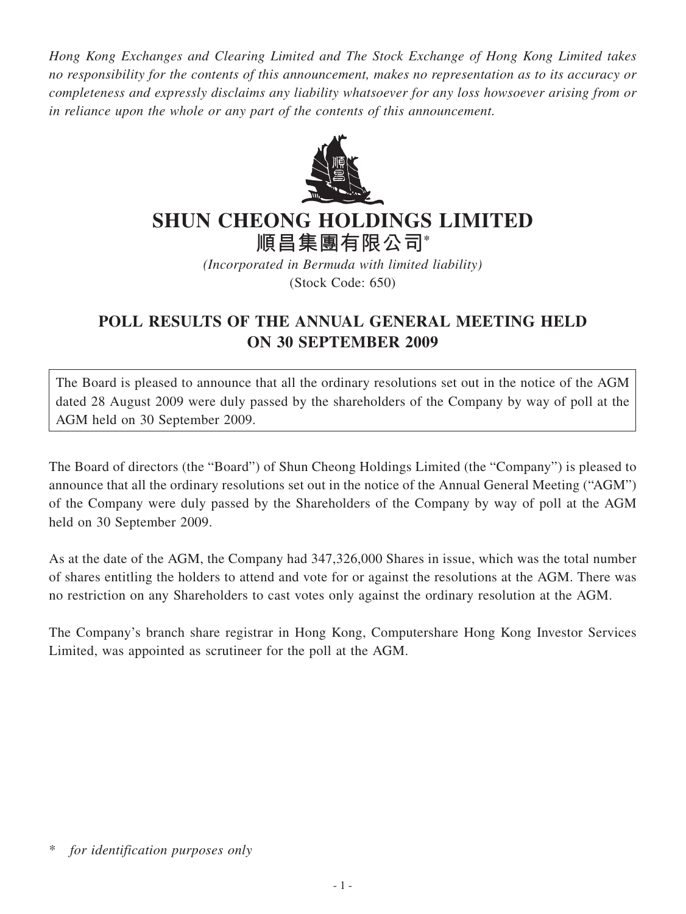*Hong Kong Exchanges and Clearing Limited and The Stock Exchange of Hong Kong Limited takes no responsibility for the contents of this announcement, makes no representation as to its accuracy or completeness and expressly disclaims any liability whatsoever for any loss howsoever arising from or in reliance upon the whole or any part of the contents of this announcement.*

# SHUN CHEONG HOLDINGS LIMITED
# 順昌集團有限公司*

*(Incorporated in Bermuda with limited liability)*
(Stock Code: 650)

## POLL RESULTS OF THE ANNUAL GENERAL MEETING HELD ON 30 SEPTEMBER 2009

The Board is pleased to announce that all the ordinary resolutions set out in the notice of the AGM dated 28 August 2009 were duly passed by the shareholders of the Company by way of poll at the AGM held on 30 September 2009.

The Board of directors (the "Board") of Shun Cheong Holdings Limited (the "Company") is pleased to announce that all the ordinary resolutions set out in the notice of the Annual General Meeting ("AGM") of the Company were duly passed by the Shareholders of the Company by way of poll at the AGM held on 30 September 2009.

As at the date of the AGM, the Company had 347,326,000 Shares in issue, which was the total number of shares entitling the holders to attend and vote for or against the resolutions at the AGM. There was no restriction on any Shareholders to cast votes only against the ordinary resolution at the AGM.

The Company's branch share registrar in Hong Kong, Computershare Hong Kong Investor Services Limited, was appointed as scrutineer for the poll at the AGM.

\* *for identification purposes only*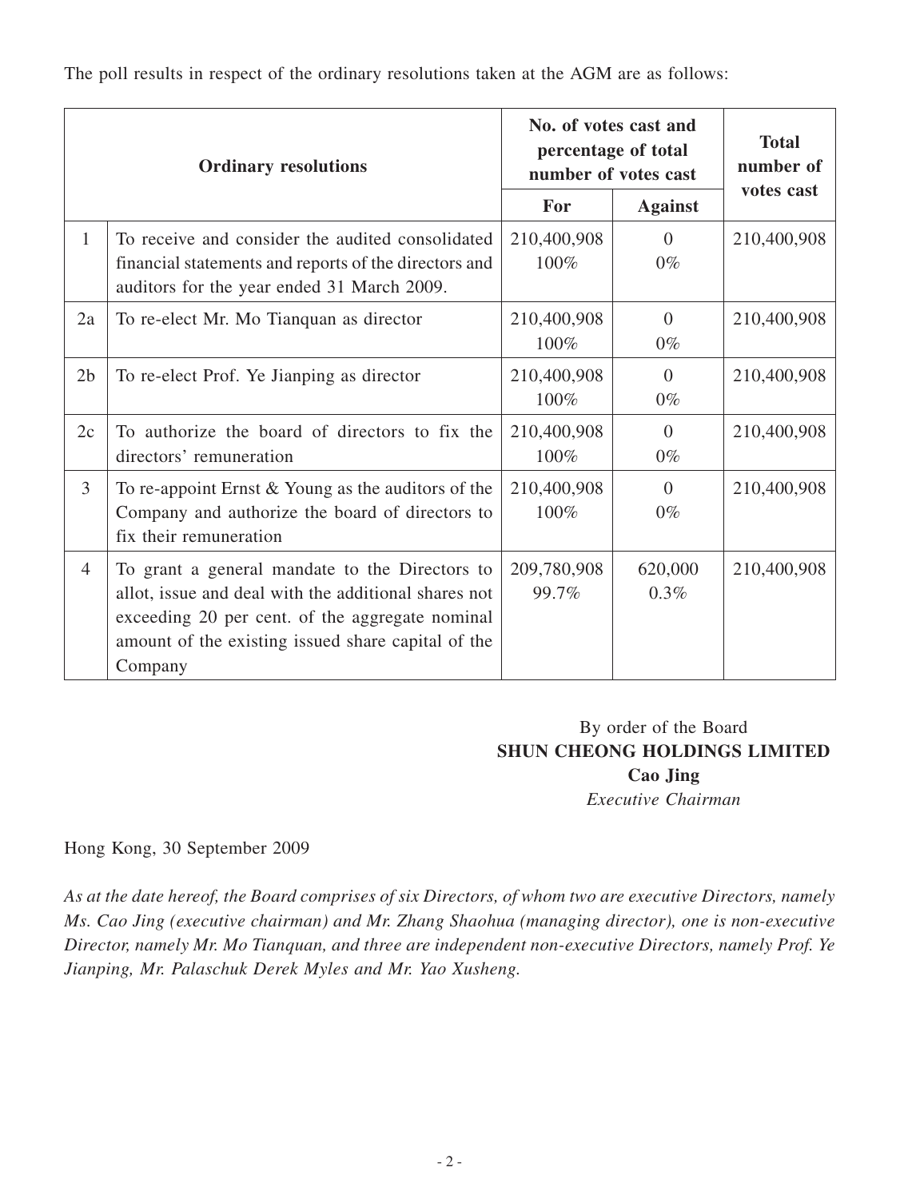The poll results in respect of the ordinary resolutions taken at the AGM are as follows:

| Ordinary resolutions | | No. of votes cast and percentage of total number of votes cast | | Total number of votes cast |
|---|---|---|---|---|
| | | For | Against | |
| 1 | To receive and consider the audited consolidated financial statements and reports of the directors and auditors for the year ended 31 March 2009. | 210,400,908<br>100% | 0<br>0% | 210,400,908 |
| 2a | To re-elect Mr. Mo Tianquan as director | 210,400,908<br>100% | 0<br>0% | 210,400,908 |
| 2b | To re-elect Prof. Ye Jianping as director | 210,400,908<br>100% | 0<br>0% | 210,400,908 |
| 2c | To authorize the board of directors to fix the directors' remuneration | 210,400,908<br>100% | 0<br>0% | 210,400,908 |
| 3 | To re-appoint Ernst & Young as the auditors of the Company and authorize the board of directors to fix their remuneration | 210,400,908<br>100% | 0<br>0% | 210,400,908 |
| 4 | To grant a general mandate to the Directors to allot, issue and deal with the additional shares not exceeding 20 per cent. of the aggregate nominal amount of the existing issued share capital of the Company | 209,780,908<br>99.7% | 620,000<br>0.3% | 210,400,908 |

By order of the Board
**SHUN CHEONG HOLDINGS LIMITED**
**Cao Jing**
*Executive Chairman*

Hong Kong, 30 September 2009

*As at the date hereof, the Board comprises of six Directors, of whom two are executive Directors, namely Ms. Cao Jing (executive chairman) and Mr. Zhang Shaohua (managing director), one is non-executive Director, namely Mr. Mo Tianquan, and three are independent non-executive Directors, namely Prof. Ye Jianping, Mr. Palaschuk Derek Myles and Mr. Yao Xusheng.*